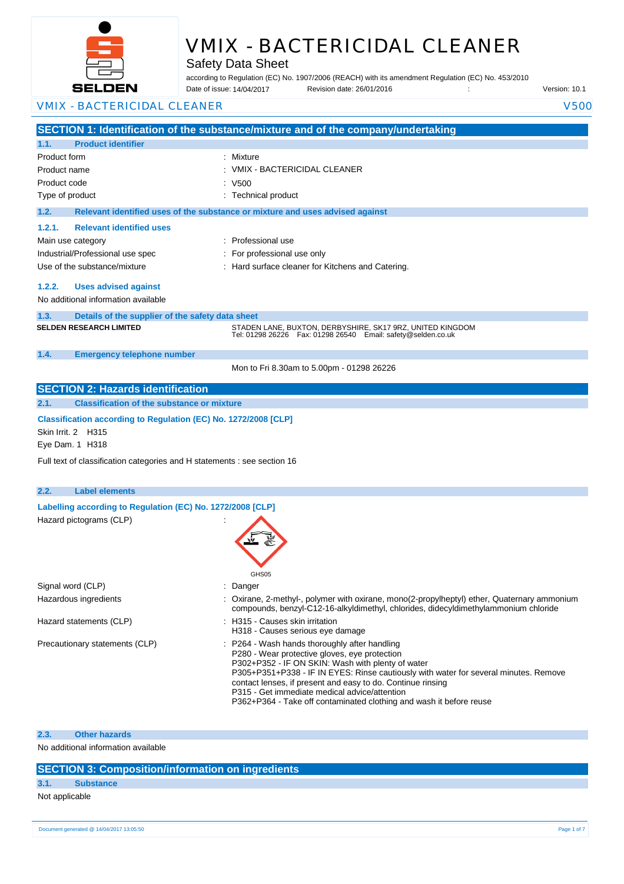# VMIX - BACTERICIDAL CLEANER

Safety Data Sheet

according to Regulation (EC) No. 1907/2006 (REACH) with its amendment Regulation (EC) No. 453/2010

Date of issue: 14/04/2017 Revision date: 26/01/2016 : Version: 10.1

VMIX - BACTERICIDAL CLEANER V500

## SECTION 1: Identification of the substance/mixture and of the company/undertaking

### 1.1. Product identifier

| | |
|---|---|
| Product form | : Mixture |
| Product name | : VMIX - BACTERICIDAL CLEANER |
| Product code | : V500 |
| Type of product | : Technical product |

### 1.2. Relevant identified uses of the substance or mixture and uses advised against

#### 1.2.1. Relevant identified uses

| | |
|---|---|
| Main use category | : Professional use |
| Industrial/Professional use spec | : For professional use only |
| Use of the substance/mixture | : Hard surface cleaner for Kitchens and Catering. |

#### 1.2.2. Uses advised against

No additional information available

### 1.3. Details of the supplier of the safety data sheet

**SELDEN RESEARCH LIMITED**

STADEN LANE, BUXTON, DERBYSHIRE, SK17 9RZ, UNITED KINGDOM
Tel: 01298 26226 Fax: 01298 26540 Email: safety@selden.co.uk

### 1.4. Emergency telephone number

Mon to Fri 8.30am to 5.00pm - 01298 26226

## SECTION 2: Hazards identification

### 2.1. Classification of the substance or mixture

**Classification according to Regulation (EC) No. 1272/2008 [CLP]**

Skin Irrit. 2 H315

Eye Dam. 1 H318

Full text of classification categories and H statements : see section 16

### 2.2. Label elements

**Labelling according to Regulation (EC) No. 1272/2008 [CLP]**

Hazard pictograms (CLP) :

GHS05

| | |
|---|---|
| Signal word (CLP) | : Danger |
| Hazardous ingredients | : Oxirane, 2-methyl-, polymer with oxirane, mono(2-propylheptyl) ether, Quaternary ammonium compounds, benzyl-C12-16-alkyldimethyl, chlorides, didecyldimethylammonium chloride |
| Hazard statements (CLP) | : H315 - Causes skin irritation<br>H318 - Causes serious eye damage |
| Precautionary statements (CLP) | : P264 - Wash hands thoroughly after handling<br>P280 - Wear protective gloves, eye protection<br>P302+P352 - IF ON SKIN: Wash with plenty of water<br>P305+P351+P338 - IF IN EYES: Rinse cautiously with water for several minutes. Remove contact lenses, if present and easy to do. Continue rinsing<br>P315 - Get immediate medical advice/attention<br>P362+P364 - Take off contaminated clothing and wash it before reuse |

### 2.3. Other hazards

No additional information available

## SECTION 3: Composition/information on ingredients

### 3.1. Substance

Not applicable

Document generated @ 14/04/2017 13:05:50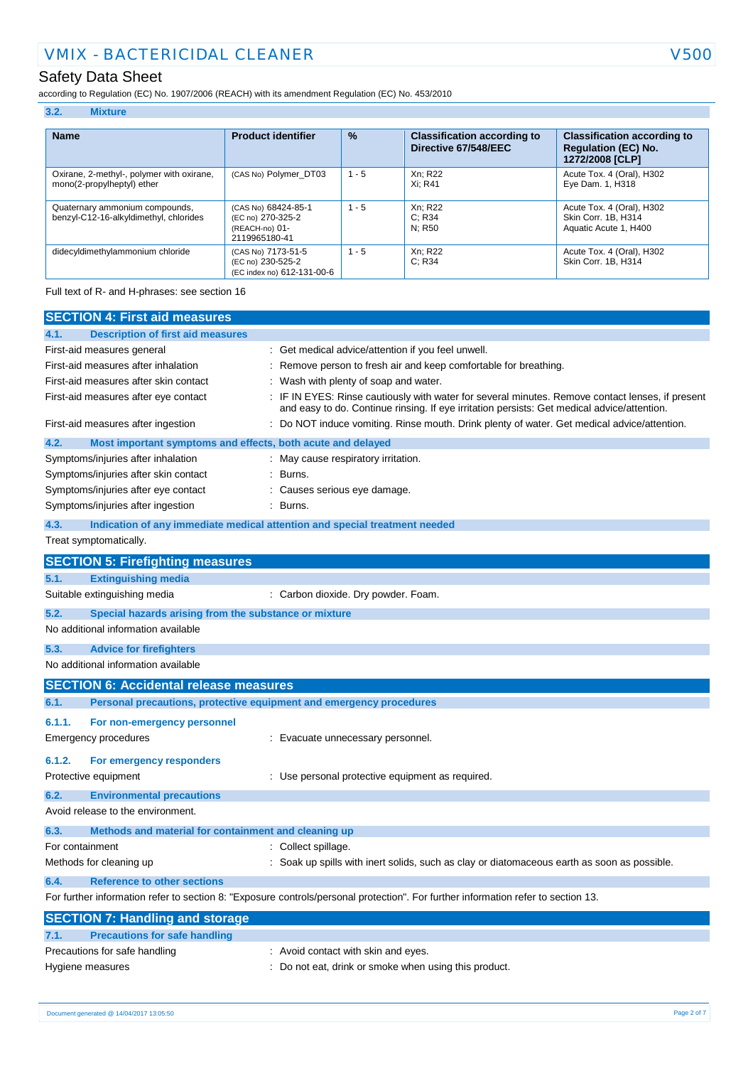### 3.2. Mixture

| Name | Product identifier | % | Classification according to Directive 67/548/EEC | Classification according to Regulation (EC) No. 1272/2008 [CLP] |
|---|---|---|---|---|
| Oxirane, 2-methyl-, polymer with oxirane, mono(2-propylheptyl) ether | (CAS No) Polymer_DT03 | 1 - 5 | Xn; R22<br>Xi; R41 | Acute Tox. 4 (Oral), H302<br>Eye Dam. 1, H318 |
| Quaternary ammonium compounds, benzyl-C12-16-alkyldimethyl, chlorides | (CAS No) 68424-85-1<br>(EC no) 270-325-2<br>(REACH-no) 01-2119965180-41 | 1 - 5 | Xn; R22<br>C; R34<br>N; R50 | Acute Tox. 4 (Oral), H302<br>Skin Corr. 1B, H314<br>Aquatic Acute 1, H400 |
| didecyldimethylammonium chloride | (CAS No) 7173-51-5<br>(EC no) 230-525-2<br>(EC index no) 612-131-00-6 | 1 - 5 | Xn; R22<br>C; R34 | Acute Tox. 4 (Oral), H302<br>Skin Corr. 1B, H314 |

Full text of R- and H-phrases: see section 16

## SECTION 4: First aid measures

### 4.1. Description of first aid measures

First-aid measures general : Get medical advice/attention if you feel unwell.

First-aid measures after inhalation : Remove person to fresh air and keep comfortable for breathing.

First-aid measures after skin contact : Wash with plenty of soap and water.

First-aid measures after eye contact : IF IN EYES: Rinse cautiously with water for several minutes. Remove contact lenses, if present and easy to do. Continue rinsing. If eye irritation persists: Get medical advice/attention.

First-aid measures after ingestion : Do NOT induce vomiting. Rinse mouth. Drink plenty of water. Get medical advice/attention.

### 4.2. Most important symptoms and effects, both acute and delayed

Symptoms/injuries after inhalation : May cause respiratory irritation.

Symptoms/injuries after skin contact : Burns.

Symptoms/injuries after eye contact : Causes serious eye damage.

Symptoms/injuries after ingestion : Burns.

### 4.3. Indication of any immediate medical attention and special treatment needed

Treat symptomatically.

## SECTION 5: Firefighting measures

### 5.1. Extinguishing media

Suitable extinguishing media : Carbon dioxide. Dry powder. Foam.

### 5.2. Special hazards arising from the substance or mixture

No additional information available

### 5.3. Advice for firefighters

No additional information available

## SECTION 6: Accidental release measures

### 6.1. Personal precautions, protective equipment and emergency procedures

#### 6.1.1. For non-emergency personnel

Emergency procedures : Evacuate unnecessary personnel.

#### 6.1.2. For emergency responders

Protective equipment : Use personal protective equipment as required.

### 6.2. Environmental precautions

Avoid release to the environment.

### 6.3. Methods and material for containment and cleaning up

For containment : Collect spillage.

Methods for cleaning up : Soak up spills with inert solids, such as clay or diatomaceous earth as soon as possible.

### 6.4. Reference to other sections

For further information refer to section 8: "Exposure controls/personal protection". For further information refer to section 13.

## SECTION 7: Handling and storage

### 7.1. Precautions for safe handling

Precautions for safe handling : Avoid contact with skin and eyes.

Hygiene measures : Do not eat, drink or smoke when using this product.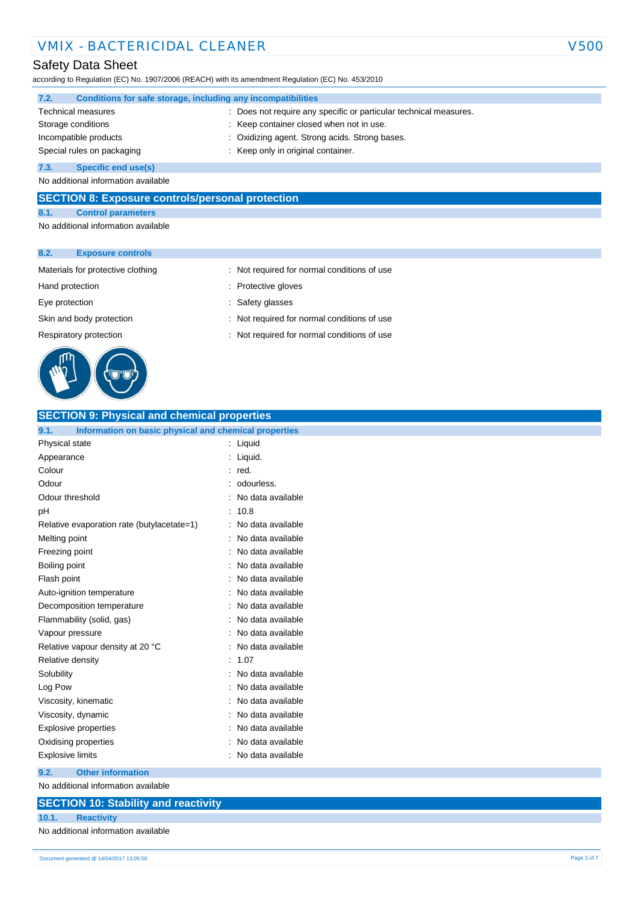#### 7.2. Conditions for safe storage, including any incompatibilities

| | |
|---|---|
| Technical measures | : Does not require any specific or particular technical measures. |
| Storage conditions | : Keep container closed when not in use. |
| Incompatible products | : Oxidizing agent. Strong acids. Strong bases. |
| Special rules on packaging | : Keep only in original container. |

#### 7.3. Specific end use(s)

No additional information available

## SECTION 8: Exposure controls/personal protection

#### 8.1. Control parameters

No additional information available

#### 8.2. Exposure controls

| | |
|---|---|
| Materials for protective clothing | : Not required for normal conditions of use |
| Hand protection | : Protective gloves |
| Eye protection | : Safety glasses |
| Skin and body protection | : Not required for normal conditions of use |
| Respiratory protection | : Not required for normal conditions of use |

## SECTION 9: Physical and chemical properties

#### 9.1. Information on basic physical and chemical properties

| | |
|---|---|
| Physical state | : Liquid |
| Appearance | : Liquid. |
| Colour | : red. |
| Odour | : odourless. |
| Odour threshold | : No data available |
| pH | : 10.8 |
| Relative evaporation rate (butylacetate=1) | : No data available |
| Melting point | : No data available |
| Freezing point | : No data available |
| Boiling point | : No data available |
| Flash point | : No data available |
| Auto-ignition temperature | : No data available |
| Decomposition temperature | : No data available |
| Flammability (solid, gas) | : No data available |
| Vapour pressure | : No data available |
| Relative vapour density at 20 °C | : No data available |
| Relative density | : 1.07 |
| Solubility | : No data available |
| Log Pow | : No data available |
| Viscosity, kinematic | : No data available |
| Viscosity, dynamic | : No data available |
| Explosive properties | : No data available |
| Oxidising properties | : No data available |
| Explosive limits | : No data available |

#### 9.2. Other information

No additional information available

## SECTION 10: Stability and reactivity

#### 10.1. Reactivity

No additional information available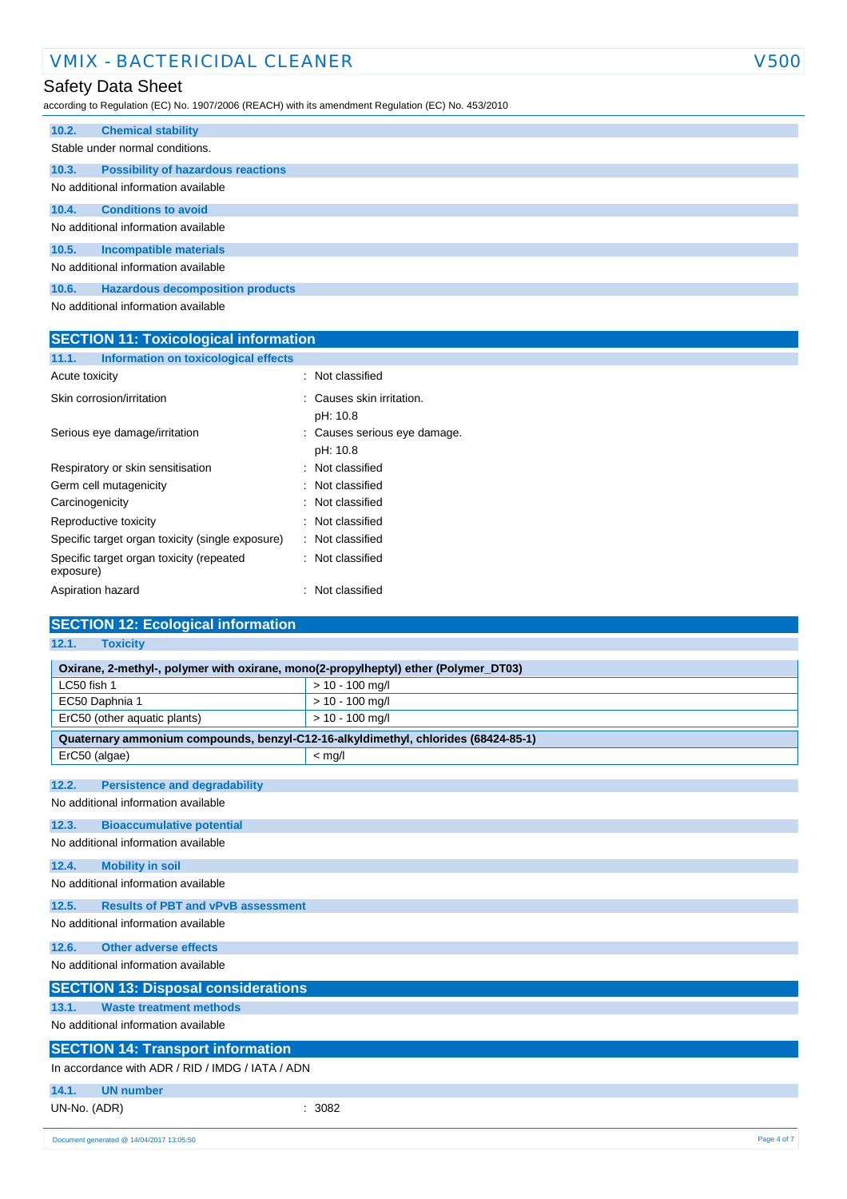### 10.2. Chemical stability

Stable under normal conditions.

### 10.3. Possibility of hazardous reactions

No additional information available

### 10.4. Conditions to avoid

No additional information available

### 10.5. Incompatible materials

No additional information available

### 10.6. Hazardous decomposition products

No additional information available

## SECTION 11: Toxicological information

### 11.1. Information on toxicological effects

| | |
|---|---|
| Acute toxicity | : Not classified |
| Skin corrosion/irritation | : Causes skin irritation.<br>pH: 10.8 |
| Serious eye damage/irritation | : Causes serious eye damage.<br>pH: 10.8 |
| Respiratory or skin sensitisation | : Not classified |
| Germ cell mutagenicity | : Not classified |
| Carcinogenicity | : Not classified |
| Reproductive toxicity | : Not classified |
| Specific target organ toxicity (single exposure) | : Not classified |
| Specific target organ toxicity (repeated exposure) | : Not classified |
| Aspiration hazard | : Not classified |

## SECTION 12: Ecological information

### 12.1. Toxicity

| Oxirane, 2-methyl-, polymer with oxirane, mono(2-propylheptyl) ether (Polymer_DT03) | |
|---|---|
| LC50 fish 1 | > 10 - 100 mg/l |
| EC50 Daphnia 1 | > 10 - 100 mg/l |
| ErC50 (other aquatic plants) | > 10 - 100 mg/l |
| **Quaternary ammonium compounds, benzyl-C12-16-alkyldimethyl, chlorides (68424-85-1)** | |
| ErC50 (algae) | < mg/l |

### 12.2. Persistence and degradability

No additional information available

### 12.3. Bioaccumulative potential

No additional information available

### 12.4. Mobility in soil

No additional information available

### 12.5. Results of PBT and vPvB assessment

No additional information available

### 12.6. Other adverse effects

No additional information available

## SECTION 13: Disposal considerations

### 13.1. Waste treatment methods

No additional information available

## SECTION 14: Transport information

In accordance with ADR / RID / IMDG / IATA / ADN

### 14.1. UN number

UN-No. (ADR) : 3082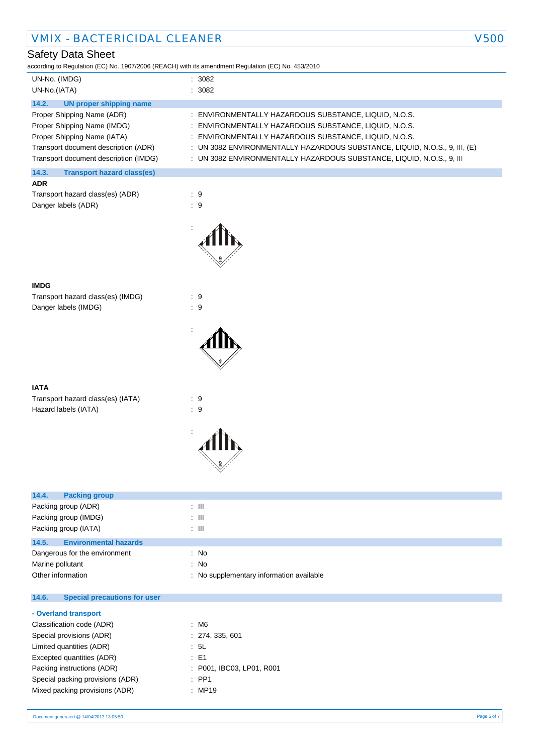| | |
|---|---|
| UN-No. (IMDG) | : 3082 |
| UN-No.(IATA) | : 3082 |

### 14.2. UN proper shipping name

| | |
|---|---|
| Proper Shipping Name (ADR) | : ENVIRONMENTALLY HAZARDOUS SUBSTANCE, LIQUID, N.O.S. |
| Proper Shipping Name (IMDG) | : ENVIRONMENTALLY HAZARDOUS SUBSTANCE, LIQUID, N.O.S. |
| Proper Shipping Name (IATA) | : ENVIRONMENTALLY HAZARDOUS SUBSTANCE, LIQUID, N.O.S. |
| Transport document description (ADR) | : UN 3082 ENVIRONMENTALLY HAZARDOUS SUBSTANCE, LIQUID, N.O.S., 9, III, (E) |
| Transport document description (IMDG) | : UN 3082 ENVIRONMENTALLY HAZARDOUS SUBSTANCE, LIQUID, N.O.S., 9, III |

### 14.3. Transport hazard class(es)

**ADR**

| | |
|---|---|
| Transport hazard class(es) (ADR) | : 9 |
| Danger labels (ADR) | : 9 |

**IMDG**

| | |
|---|---|
| Transport hazard class(es) (IMDG) | : 9 |
| Danger labels (IMDG) | : 9 |

**IATA**

| | |
|---|---|
| Transport hazard class(es) (IATA) | : 9 |
| Hazard labels (IATA) | : 9 |

### 14.4. Packing group

| | |
|---|---|
| Packing group (ADR) | : III |
| Packing group (IMDG) | : III |
| Packing group (IATA) | : III |

### 14.5. Environmental hazards

| | |
|---|---|
| Dangerous for the environment | : No |
| Marine pollutant | : No |
| Other information | : No supplementary information available |

### 14.6. Special precautions for user

**- Overland transport**

| | |
|---|---|
| Classification code (ADR) | : M6 |
| Special provisions (ADR) | : 274, 335, 601 |
| Limited quantities (ADR) | : 5L |
| Excepted quantities (ADR) | : E1 |
| Packing instructions (ADR) | : P001, IBC03, LP01, R001 |
| Special packing provisions (ADR) | : PP1 |
| Mixed packing provisions (ADR) | : MP19 |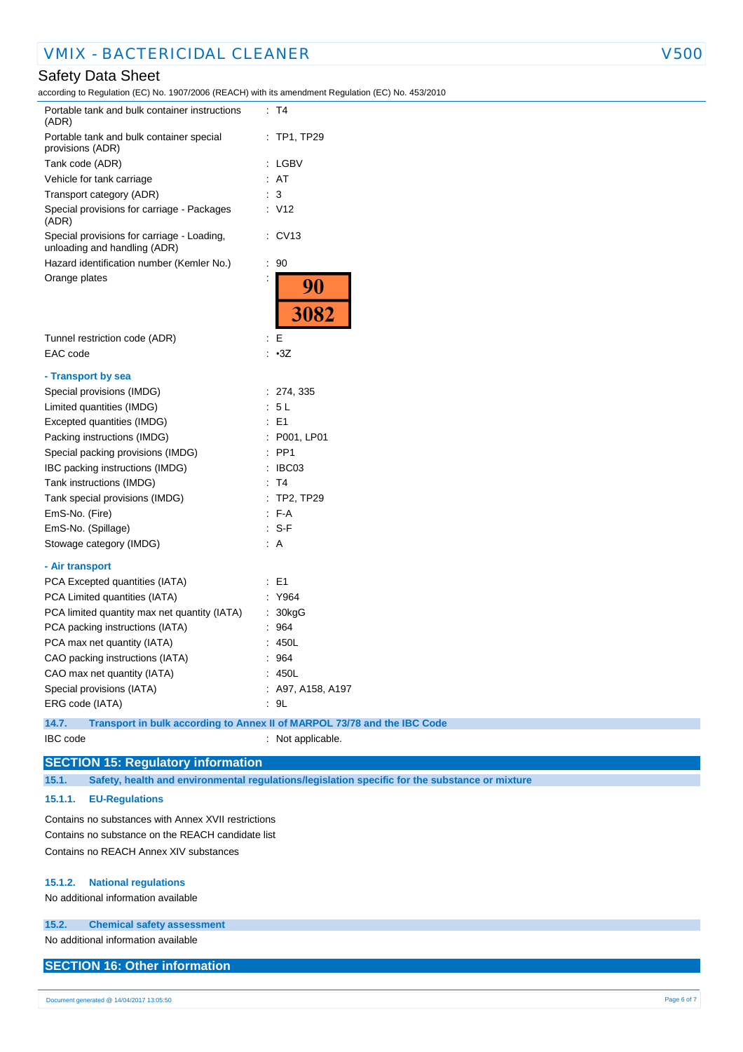| | |
|---|---|
| Portable tank and bulk container instructions (ADR) | : T4 |
| Portable tank and bulk container special provisions (ADR) | : TP1, TP29 |
| Tank code (ADR) | : LGBV |
| Vehicle for tank carriage | : AT |
| Transport category (ADR) | : 3 |
| Special provisions for carriage - Packages (ADR) | : V12 |
| Special provisions for carriage - Loading, unloading and handling (ADR) | : CV13 |
| Hazard identification number (Kemler No.) | : 90 |
| Orange plates | : 90 / 3082 |
| Tunnel restriction code (ADR) | : E |
| EAC code | : •3Z |

**- Transport by sea**

| | |
|---|---|
| Special provisions (IMDG) | : 274, 335 |
| Limited quantities (IMDG) | : 5 L |
| Excepted quantities (IMDG) | : E1 |
| Packing instructions (IMDG) | : P001, LP01 |
| Special packing provisions (IMDG) | : PP1 |
| IBC packing instructions (IMDG) | : IBC03 |
| Tank instructions (IMDG) | : T4 |
| Tank special provisions (IMDG) | : TP2, TP29 |
| EmS-No. (Fire) | : F-A |
| EmS-No. (Spillage) | : S-F |
| Stowage category (IMDG) | : A |

**- Air transport**

| | |
|---|---|
| PCA Excepted quantities (IATA) | : E1 |
| PCA Limited quantities (IATA) | : Y964 |
| PCA limited quantity max net quantity (IATA) | : 30kgG |
| PCA packing instructions (IATA) | : 964 |
| PCA max net quantity (IATA) | : 450L |
| CAO packing instructions (IATA) | : 964 |
| CAO max net quantity (IATA) | : 450L |
| Special provisions (IATA) | : A97, A158, A197 |
| ERG code (IATA) | : 9L |

### 14.7. Transport in bulk according to Annex II of MARPOL 73/78 and the IBC Code

IBC code : Not applicable.

## SECTION 15: Regulatory information

### 15.1. Safety, health and environmental regulations/legislation specific for the substance or mixture

#### 15.1.1. EU-Regulations

Contains no substances with Annex XVII restrictions

Contains no substance on the REACH candidate list

Contains no REACH Annex XIV substances

#### 15.1.2. National regulations

No additional information available

### 15.2. Chemical safety assessment

No additional information available

## SECTION 16: Other information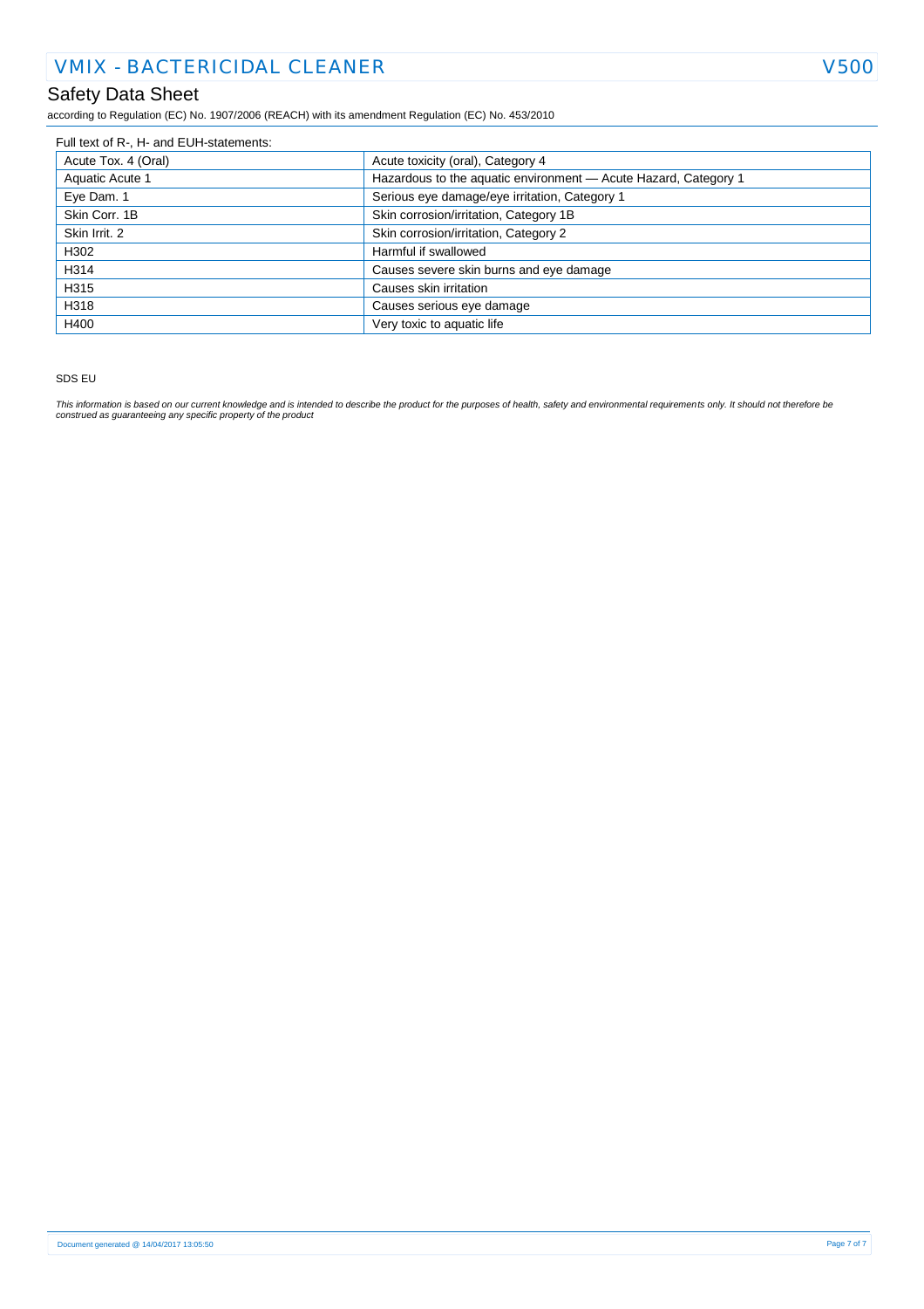Full text of R-, H- and EUH-statements:

| | |
|---|---|
| Acute Tox. 4 (Oral) | Acute toxicity (oral), Category 4 |
| Aquatic Acute 1 | Hazardous to the aquatic environment — Acute Hazard, Category 1 |
| Eye Dam. 1 | Serious eye damage/eye irritation, Category 1 |
| Skin Corr. 1B | Skin corrosion/irritation, Category 1B |
| Skin Irrit. 2 | Skin corrosion/irritation, Category 2 |
| H302 | Harmful if swallowed |
| H314 | Causes severe skin burns and eye damage |
| H315 | Causes skin irritation |
| H318 | Causes serious eye damage |
| H400 | Very toxic to aquatic life |

SDS EU

*This information is based on our current knowledge and is intended to describe the product for the purposes of health, safety and environmental requirements only. It should not therefore be construed as guaranteeing any specific property of the product*